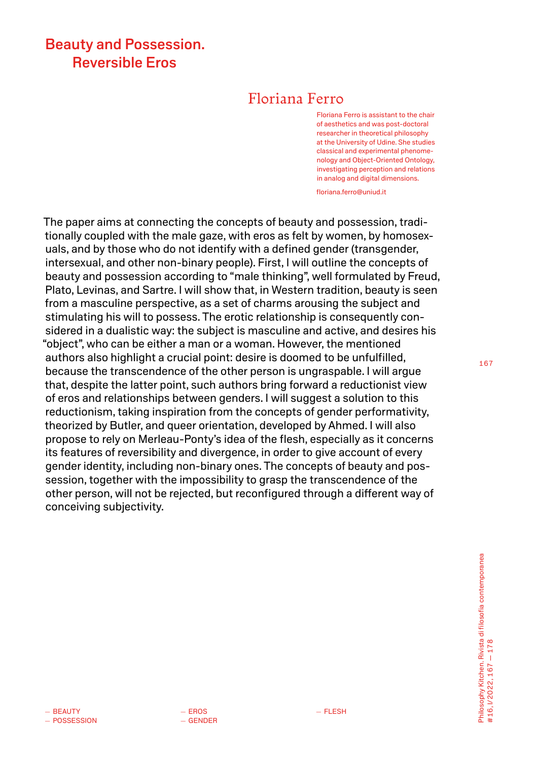# Beauty and Possession. Reversible Eros

## Floriana Ferro

Floriana Ferro is assistant to the chair of aesthetics and was post-doctoral researcher in theoretical philosophy at the University of Udine. She studies classical and experimental phenomenology and Object-Oriented Ontology, investigating perception and relations in analog and digital dimensions.

floriana.ferro@uniud.it

The paper aims at connecting the concepts of beauty and possession, traditionally coupled with the male gaze, with eros as felt by women, by homosexuals, and by those who do not identify with a defined gender (transgender, intersexual, and other non-binary people). First, I will outline the concepts of beauty and possession according to "male thinking", well formulated by Freud, Plato, Levinas, and Sartre. I will show that, in Western tradition, beauty is seen from a masculine perspective, as a set of charms arousing the subject and stimulating his will to possess. The erotic relationship is consequently considered in a dualistic way: the subject is masculine and active, and desires his "object", who can be either a man or a woman. However, the mentioned authors also highlight a crucial point: desire is doomed to be unfulfilled, because the transcendence of the other person is ungraspable. I will argue that, despite the latter point, such authors bring forward a reductionist view of eros and relationships between genders. I will suggest a solution to this reductionism, taking inspiration from the concepts of gender performativity, theorized by Butler, and queer orientation, developed by Ahmed. I will also propose to rely on Merleau-Ponty's idea of the flesh, especially as it concerns its features of reversibility and divergence, in order to give account of every gender identity, including non-binary ones. The concepts of beauty and possession, together with the impossibility to grasp the transcendence of the other person, will not be rejected, but reconfigured through a different way of conceiving subjectivity.

— BEAUTY
— POSSESSION
— EROS
— GENDER
— FLESH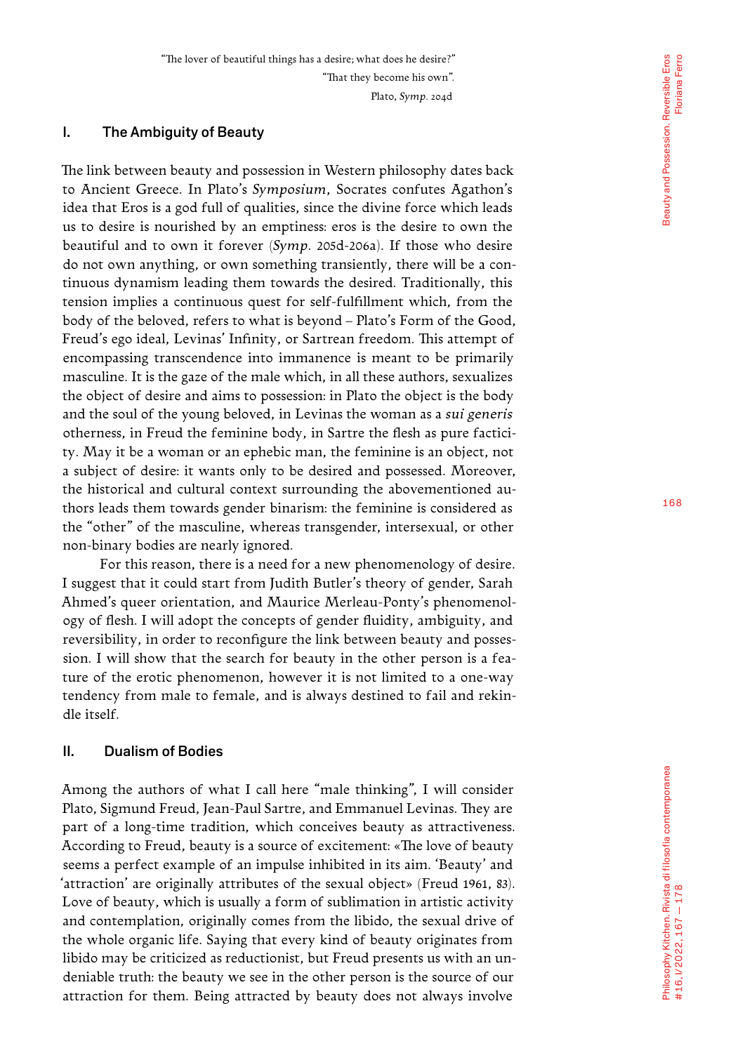"The lover of beautiful things has a desire; what does he desire?"
"That they become his own".
Plato, *Symp*. 204d

## I. The Ambiguity of Beauty

The link between beauty and possession in Western philosophy dates back to Ancient Greece. In Plato's *Symposium*, Socrates confutes Agathon's idea that Eros is a god full of qualities, since the divine force which leads us to desire is nourished by an emptiness: eros is the desire to own the beautiful and to own it forever (*Symp*. 205d-206a). If those who desire do not own anything, or own something transiently, there will be a continuous dynamism leading them towards the desired. Traditionally, this tension implies a continuous quest for self-fulfillment which, from the body of the beloved, refers to what is beyond – Plato's Form of the Good, Freud's ego ideal, Levinas' Infinity, or Sartrean freedom. This attempt of encompassing transcendence into immanence is meant to be primarily masculine. It is the gaze of the male which, in all these authors, sexualizes the object of desire and aims to possession: in Plato the object is the body and the soul of the young beloved, in Levinas the woman as a *sui generis* otherness, in Freud the feminine body, in Sartre the flesh as pure facticity. May it be a woman or an ephebic man, the feminine is an object, not a subject of desire: it wants only to be desired and possessed. Moreover, the historical and cultural context surrounding the abovementioned authors leads them towards gender binarism: the feminine is considered as the "other" of the masculine, whereas transgender, intersexual, or other non-binary bodies are nearly ignored.

For this reason, there is a need for a new phenomenology of desire. I suggest that it could start from Judith Butler's theory of gender, Sarah Ahmed's queer orientation, and Maurice Merleau-Ponty's phenomenology of flesh. I will adopt the concepts of gender fluidity, ambiguity, and reversibility, in order to reconfigure the link between beauty and possession. I will show that the search for beauty in the other person is a feature of the erotic phenomenon, however it is not limited to a one-way tendency from male to female, and is always destined to fail and rekindle itself.

## II. Dualism of Bodies

Among the authors of what I call here "male thinking", I will consider Plato, Sigmund Freud, Jean-Paul Sartre, and Emmanuel Levinas. They are part of a long-time tradition, which conceives beauty as attractiveness. According to Freud, beauty is a source of excitement: «The love of beauty seems a perfect example of an impulse inhibited in its aim. 'Beauty' and 'attraction' are originally attributes of the sexual object» (Freud 1961, 83). Love of beauty, which is usually a form of sublimation in artistic activity and contemplation, originally comes from the libido, the sexual drive of the whole organic life. Saying that every kind of beauty originates from libido may be criticized as reductionist, but Freud presents us with an undeniable truth: the beauty we see in the other person is the source of our attraction for them. Being attracted by beauty does not always involve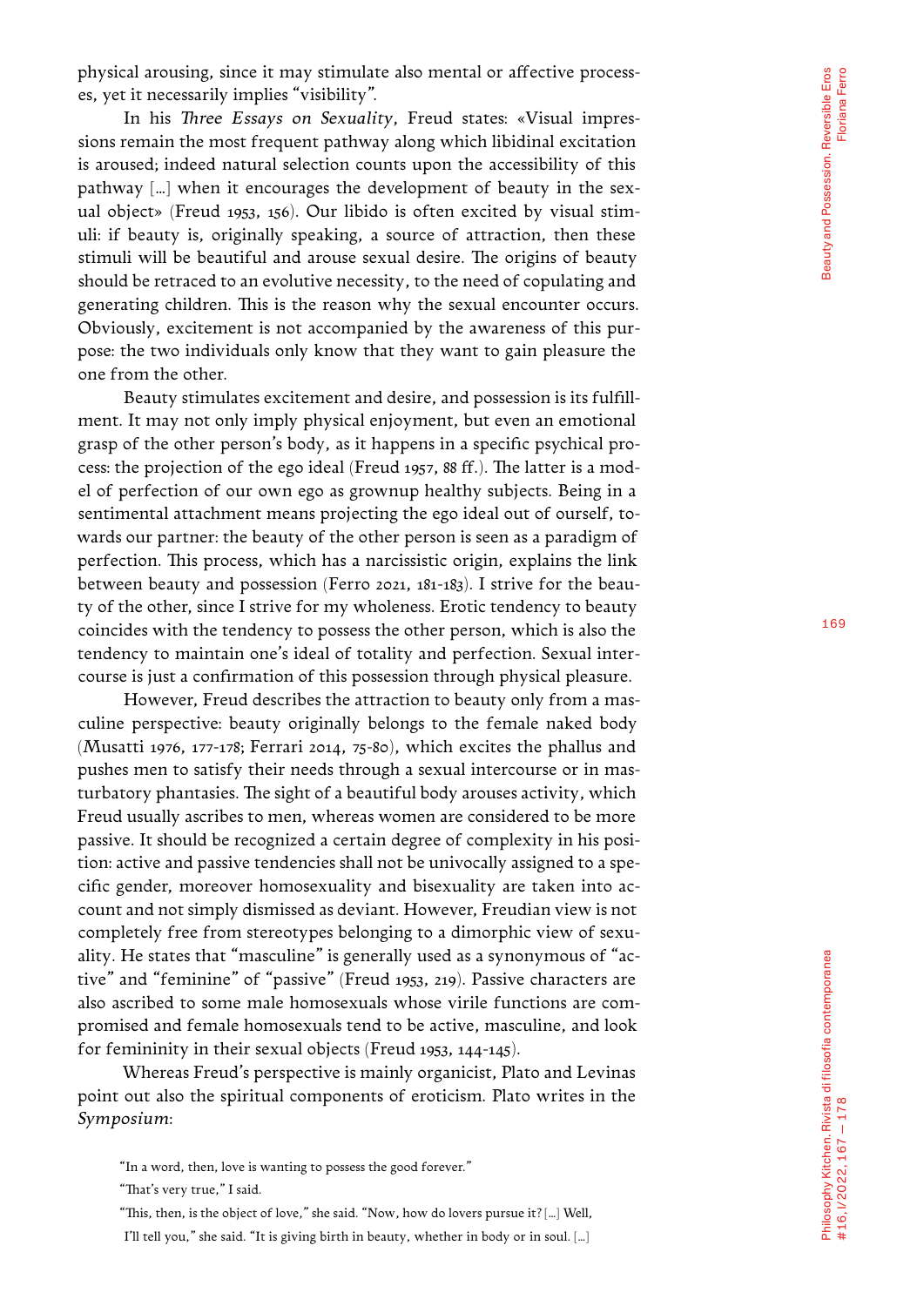physical arousing, since it may stimulate also mental or affective processes, yet it necessarily implies "visibility".

In his *Three Essays on Sexuality*, Freud states: «Visual impressions remain the most frequent pathway along which libidinal excitation is aroused; indeed natural selection counts upon the accessibility of this pathway [...] when it encourages the development of beauty in the sexual object» (Freud 1953, 156). Our libido is often excited by visual stimuli: if beauty is, originally speaking, a source of attraction, then these stimuli will be beautiful and arouse sexual desire. The origins of beauty should be retraced to an evolutive necessity, to the need of copulating and generating children. This is the reason why the sexual encounter occurs. Obviously, excitement is not accompanied by the awareness of this purpose: the two individuals only know that they want to gain pleasure the one from the other.

Beauty stimulates excitement and desire, and possession is its fulfillment. It may not only imply physical enjoyment, but even an emotional grasp of the other person's body, as it happens in a specific psychical process: the projection of the ego ideal (Freud 1957, 88 ff.). The latter is a model of perfection of our own ego as grownup healthy subjects. Being in a sentimental attachment means projecting the ego ideal out of ourself, towards our partner: the beauty of the other person is seen as a paradigm of perfection. This process, which has a narcissistic origin, explains the link between beauty and possession (Ferro 2021, 181-183). I strive for the beauty of the other, since I strive for my wholeness. Erotic tendency to beauty coincides with the tendency to possess the other person, which is also the tendency to maintain one's ideal of totality and perfection. Sexual intercourse is just a confirmation of this possession through physical pleasure.

However, Freud describes the attraction to beauty only from a masculine perspective: beauty originally belongs to the female naked body (Musatti 1976, 177-178; Ferrari 2014, 75-80), which excites the phallus and pushes men to satisfy their needs through a sexual intercourse or in masturbatory phantasies. The sight of a beautiful body arouses activity, which Freud usually ascribes to men, whereas women are considered to be more passive. It should be recognized a certain degree of complexity in his position: active and passive tendencies shall not be univocally assigned to a specific gender, moreover homosexuality and bisexuality are taken into account and not simply dismissed as deviant. However, Freudian view is not completely free from stereotypes belonging to a dimorphic view of sexuality. He states that "masculine" is generally used as a synonymous of "active" and "feminine" of "passive" (Freud 1953, 219). Passive characters are also ascribed to some male homosexuals whose virile functions are compromised and female homosexuals tend to be active, masculine, and look for femininity in their sexual objects (Freud 1953, 144-145).

Whereas Freud's perspective is mainly organicist, Plato and Levinas point out also the spiritual components of eroticism. Plato writes in the *Symposium*:

> "In a word, then, love is wanting to possess the good forever."
>
> "That's very true," I said.
>
> "This, then, is the object of love," she said. "Now, how do lovers pursue it? [...] Well, I'll tell you," she said. "It is giving birth in beauty, whether in body or in soul. [...]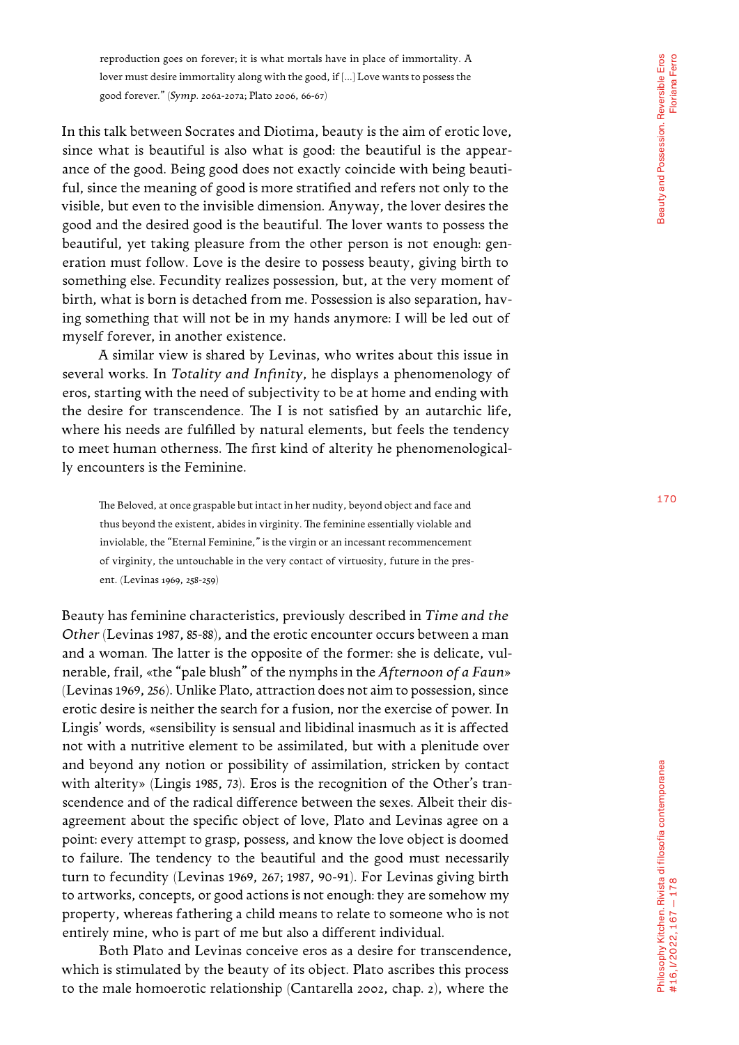> reproduction goes on forever; it is what mortals have in place of immortality. A lover must desire immortality along with the good, if [...] Love wants to possess the good forever." (*Symp*. 206a-207a; Plato 2006, 66-67)

In this talk between Socrates and Diotima, beauty is the aim of erotic love, since what is beautiful is also what is good: the beautiful is the appearance of the good. Being good does not exactly coincide with being beautiful, since the meaning of good is more stratified and refers not only to the visible, but even to the invisible dimension. Anyway, the lover desires the good and the desired good is the beautiful. The lover wants to possess the beautiful, yet taking pleasure from the other person is not enough: generation must follow. Love is the desire to possess beauty, giving birth to something else. Fecundity realizes possession, but, at the very moment of birth, what is born is detached from me. Possession is also separation, having something that will not be in my hands anymore: I will be led out of myself forever, in another existence.

A similar view is shared by Levinas, who writes about this issue in several works. In *Totality and Infinity*, he displays a phenomenology of eros, starting with the need of subjectivity to be at home and ending with the desire for transcendence. The I is not satisfied by an autarchic life, where his needs are fulfilled by natural elements, but feels the tendency to meet human otherness. The first kind of alterity he phenomenologically encounters is the Feminine.

> The Beloved, at once graspable but intact in her nudity, beyond object and face and thus beyond the existent, abides in virginity. The feminine essentially violable and inviolable, the "Eternal Feminine," is the virgin or an incessant recommencement of virginity, the untouchable in the very contact of virtuosity, future in the present. (Levinas 1969, 258-259)

Beauty has feminine characteristics, previously described in *Time and the Other* (Levinas 1987, 85-88), and the erotic encounter occurs between a man and a woman. The latter is the opposite of the former: she is delicate, vulnerable, frail, «the "pale blush" of the nymphs in the *Afternoon of a Faun*» (Levinas 1969, 256). Unlike Plato, attraction does not aim to possession, since erotic desire is neither the search for a fusion, nor the exercise of power. In Lingis' words, «sensibility is sensual and libidinal inasmuch as it is affected not with a nutritive element to be assimilated, but with a plenitude over and beyond any notion or possibility of assimilation, stricken by contact with alterity» (Lingis 1985, 73). Eros is the recognition of the Other's transcendence and of the radical difference between the sexes. Albeit their disagreement about the specific object of love, Plato and Levinas agree on a point: every attempt to grasp, possess, and know the love object is doomed to failure. The tendency to the beautiful and the good must necessarily turn to fecundity (Levinas 1969, 267; 1987, 90-91). For Levinas giving birth to artworks, concepts, or good actions is not enough: they are somehow my property, whereas fathering a child means to relate to someone who is not entirely mine, who is part of me but also a different individual.

Both Plato and Levinas conceive eros as a desire for transcendence, which is stimulated by the beauty of its object. Plato ascribes this process to the male homoerotic relationship (Cantarella 2002, chap. 2), where the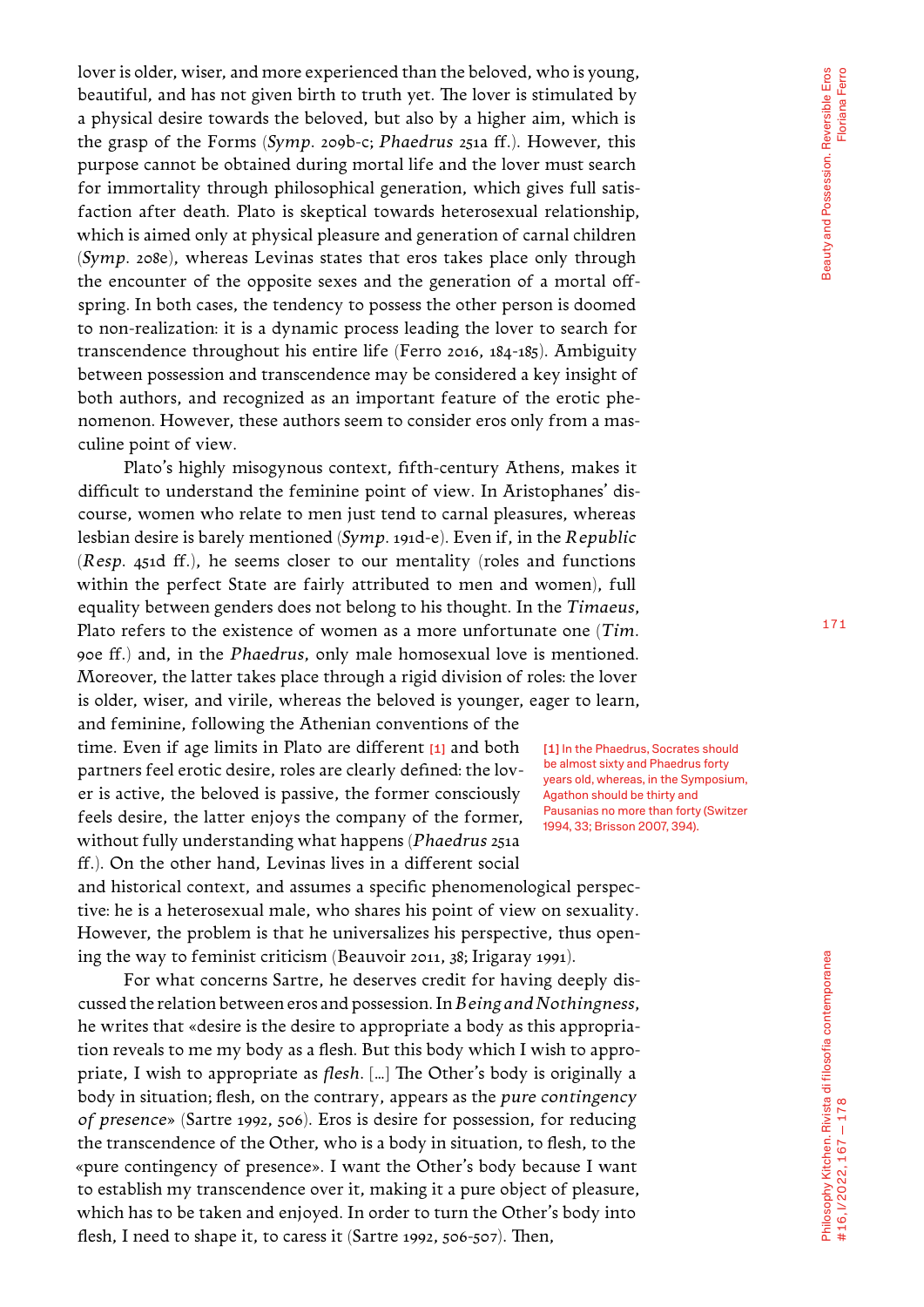lover is older, wiser, and more experienced than the beloved, who is young, beautiful, and has not given birth to truth yet. The lover is stimulated by a physical desire towards the beloved, but also by a higher aim, which is the grasp of the Forms (*Symp.* 209b-c; *Phaedrus* 251a ff.). However, this purpose cannot be obtained during mortal life and the lover must search for immortality through philosophical generation, which gives full satisfaction after death. Plato is skeptical towards heterosexual relationship, which is aimed only at physical pleasure and generation of carnal children (*Symp.* 208e), whereas Levinas states that eros takes place only through the encounter of the opposite sexes and the generation of a mortal offspring. In both cases, the tendency to possess the other person is doomed to non-realization: it is a dynamic process leading the lover to search for transcendence throughout his entire life (Ferro 2016, 184-185). Ambiguity between possession and transcendence may be considered a key insight of both authors, and recognized as an important feature of the erotic phenomenon. However, these authors seem to consider eros only from a masculine point of view.

Plato's highly misogynous context, fifth-century Athens, makes it difficult to understand the feminine point of view. In Aristophanes' discourse, women who relate to men just tend to carnal pleasures, whereas lesbian desire is barely mentioned (*Symp.* 191d-e). Even if, in the *Republic* (*Resp.* 451d ff.), he seems closer to our mentality (roles and functions within the perfect State are fairly attributed to men and women), full equality between genders does not belong to his thought. In the *Timaeus*, Plato refers to the existence of women as a more unfortunate one (*Tim.* 90e ff.) and, in the *Phaedrus*, only male homosexual love is mentioned. Moreover, the latter takes place through a rigid division of roles: the lover is older, wiser, and virile, whereas the beloved is younger, eager to learn, and feminine, following the Athenian conventions of the time. Even if age limits in Plato are different [1] and both partners feel erotic desire, roles are clearly defined: the lover is active, the beloved is passive, the former consciously feels desire, the latter enjoys the company of the former, without fully understanding what happens (*Phaedrus* 251a ff.). On the other hand, Levinas lives in a different social and historical context, and assumes a specific phenomenological perspective: he is a heterosexual male, who shares his point of view on sexuality. However, the problem is that he universalizes his perspective, thus opening the way to feminist criticism (Beauvoir 2011, 38; Irigaray 1991).

[1] In the Phaedrus, Socrates should be almost sixty and Phaedrus forty years old, whereas, in the Symposium, Agathon should be thirty and Pausanias no more than forty (Switzer 1994, 33; Brisson 2007, 394).

For what concerns Sartre, he deserves credit for having deeply discussed the relation between eros and possession. In *Being and Nothingness*, he writes that «desire is the desire to appropriate a body as this appropriation reveals to me my body as a flesh. But this body which I wish to appropriate, I wish to appropriate as *flesh*. [...] The Other's body is originally a body in situation; flesh, on the contrary, appears as the *pure contingency of presence*» (Sartre 1992, 506). Eros is desire for possession, for reducing the transcendence of the Other, who is a body in situation, to flesh, to the «pure contingency of presence». I want the Other's body because I want to establish my transcendence over it, making it a pure object of pleasure, which has to be taken and enjoyed. In order to turn the Other's body into flesh, I need to shape it, to caress it (Sartre 1992, 506-507). Then,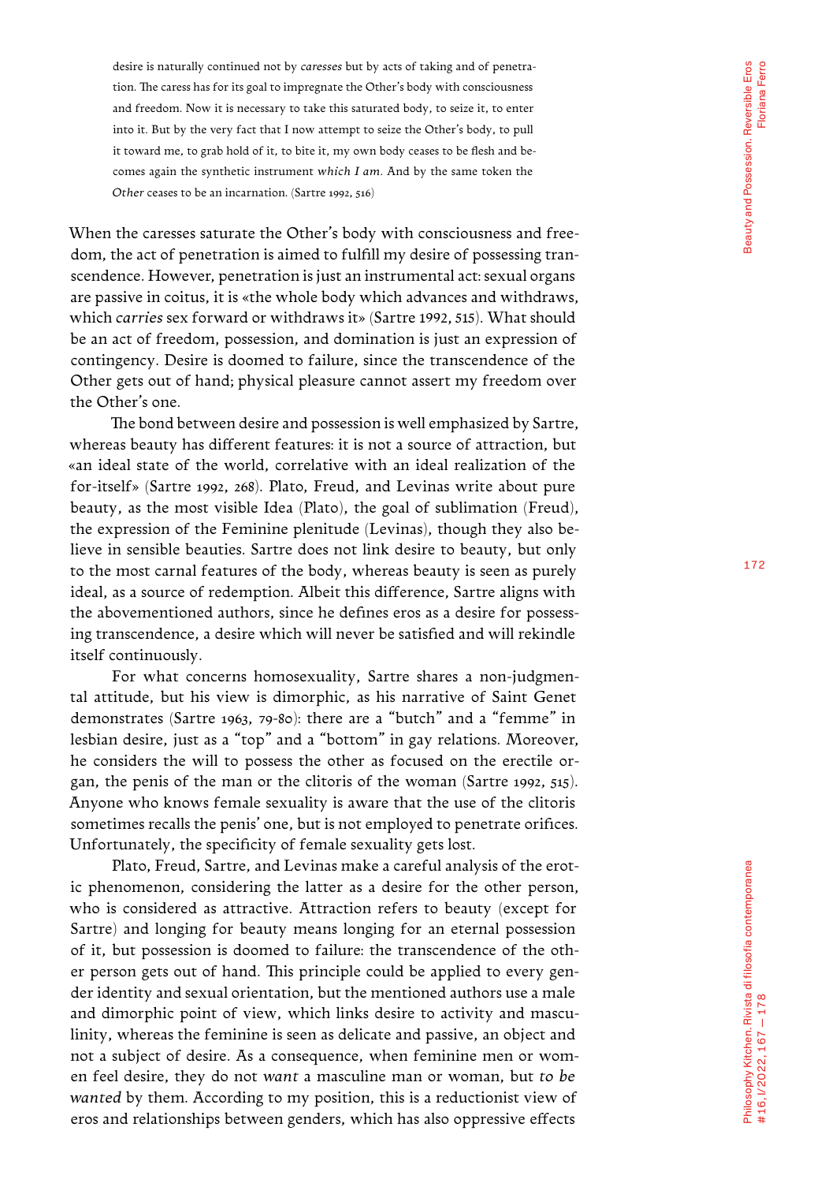> desire is naturally continued not by *caresses* but by acts of taking and of penetration. The caress has for its goal to impregnate the Other's body with consciousness and freedom. Now it is necessary to take this saturated body, to seize it, to enter into it. But by the very fact that I now attempt to seize the Other's body, to pull it toward me, to grab hold of it, to bite it, my own body ceases to be flesh and becomes again the synthetic instrument *which I am*. And by the same token the *Other* ceases to be an incarnation. (Sartre 1992, 516)

When the caresses saturate the Other's body with consciousness and freedom, the act of penetration is aimed to fulfill my desire of possessing transcendence. However, penetration is just an instrumental act: sexual organs are passive in coitus, it is «the whole body which advances and withdraws, which *carries* sex forward or withdraws it» (Sartre 1992, 515). What should be an act of freedom, possession, and domination is just an expression of contingency. Desire is doomed to failure, since the transcendence of the Other gets out of hand; physical pleasure cannot assert my freedom over the Other's one.

The bond between desire and possession is well emphasized by Sartre, whereas beauty has different features: it is not a source of attraction, but «an ideal state of the world, correlative with an ideal realization of the for-itself» (Sartre 1992, 268). Plato, Freud, and Levinas write about pure beauty, as the most visible Idea (Plato), the goal of sublimation (Freud), the expression of the Feminine plenitude (Levinas), though they also believe in sensible beauties. Sartre does not link desire to beauty, but only to the most carnal features of the body, whereas beauty is seen as purely ideal, as a source of redemption. Albeit this difference, Sartre aligns with the abovementioned authors, since he defines eros as a desire for possessing transcendence, a desire which will never be satisfied and will rekindle itself continuously.

For what concerns homosexuality, Sartre shares a non-judgmental attitude, but his view is dimorphic, as his narrative of Saint Genet demonstrates (Sartre 1963, 79-80): there are a "butch" and a "femme" in lesbian desire, just as a "top" and a "bottom" in gay relations. Moreover, he considers the will to possess the other as focused on the erectile organ, the penis of the man or the clitoris of the woman (Sartre 1992, 515). Anyone who knows female sexuality is aware that the use of the clitoris sometimes recalls the penis' one, but is not employed to penetrate orifices. Unfortunately, the specificity of female sexuality gets lost.

Plato, Freud, Sartre, and Levinas make a careful analysis of the erotic phenomenon, considering the latter as a desire for the other person, who is considered as attractive. Attraction refers to beauty (except for Sartre) and longing for beauty means longing for an eternal possession of it, but possession is doomed to failure: the transcendence of the other person gets out of hand. This principle could be applied to every gender identity and sexual orientation, but the mentioned authors use a male and dimorphic point of view, which links desire to activity and masculinity, whereas the feminine is seen as delicate and passive, an object and not a subject of desire. As a consequence, when feminine men or women feel desire, they do not *want* a masculine man or woman, but *to be wanted* by them. According to my position, this is a reductionist view of eros and relationships between genders, which has also oppressive effects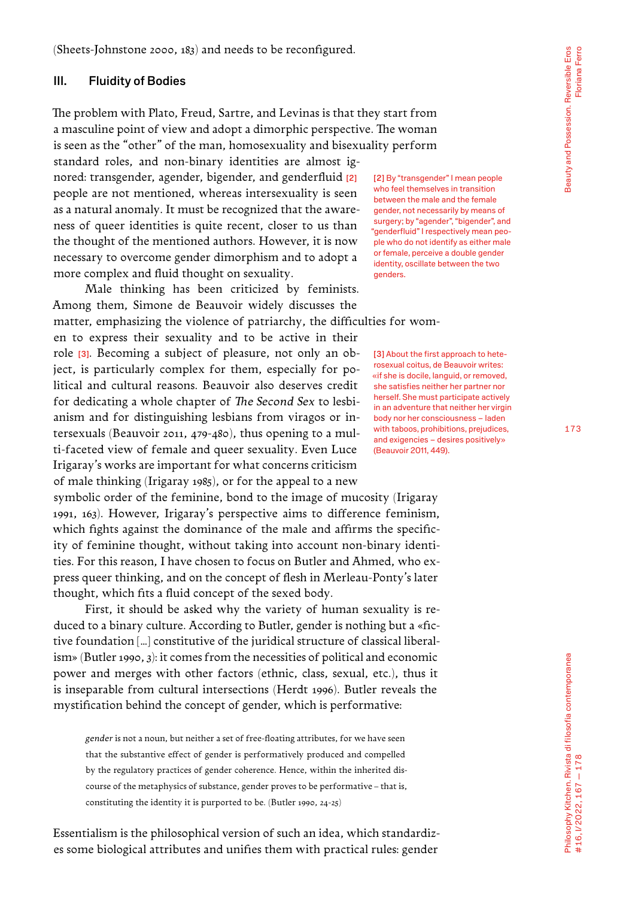(Sheets-Johnstone 2000, 183) and needs to be reconfigured.

## III. Fluidity of Bodies

The problem with Plato, Freud, Sartre, and Levinas is that they start from a masculine point of view and adopt a dimorphic perspective. The woman is seen as the "other" of the man, homosexuality and bisexuality perform standard roles, and non-binary identities are almost ignored: transgender, agender, bigender, and genderfluid [2] people are not mentioned, whereas intersexuality is seen as a natural anomaly. It must be recognized that the awareness of queer identities is quite recent, closer to us than the thought of the mentioned authors. However, it is now necessary to overcome gender dimorphism and to adopt a more complex and fluid thought on sexuality.

Male thinking has been criticized by feminists. Among them, Simone de Beauvoir widely discusses the matter, emphasizing the violence of patriarchy, the difficulties for women to express their sexuality and to be active in their role [3]. Becoming a subject of pleasure, not only an object, is particularly complex for them, especially for political and cultural reasons. Beauvoir also deserves credit for dedicating a whole chapter of *The Second Sex* to lesbianism and for distinguishing lesbians from viragos or intersexuals (Beauvoir 2011, 479-480), thus opening to a multi-faceted view of female and queer sexuality. Even Luce Irigaray's works are important for what concerns criticism of male thinking (Irigaray 1985), or for the appeal to a new symbolic order of the feminine, bond to the image of mucosity (Irigaray 1991, 163). However, Irigaray's perspective aims to difference feminism, which fights against the dominance of the male and affirms the specificity of feminine thought, without taking into account non-binary identities. For this reason, I have chosen to focus on Butler and Ahmed, who express queer thinking, and on the concept of flesh in Merleau-Ponty's later thought, which fits a fluid concept of the sexed body.

First, it should be asked why the variety of human sexuality is reduced to a binary culture. According to Butler, gender is nothing but a «fictive foundation [...] constitutive of the juridical structure of classical liberalism» (Butler 1990, 3): it comes from the necessities of political and economic power and merges with other factors (ethnic, class, sexual, etc.), thus it is inseparable from cultural intersections (Herdt 1996). Butler reveals the mystification behind the concept of gender, which is performative:

> *gender* is not a noun, but neither a set of free-floating attributes, for we have seen that the substantive effect of gender is performatively produced and compelled by the regulatory practices of gender coherence. Hence, within the inherited discourse of the metaphysics of substance, gender proves to be performative – that is, constituting the identity it is purported to be. (Butler 1990, 24-25)

Essentialism is the philosophical version of such an idea, which standardizes some biological attributes and unifies them with practical rules: gender

---

[2] By "transgender" I mean people who feel themselves in transition between the male and the female gender, not necessarily by means of surgery; by "agender", "bigender", and "genderfluid" I respectively mean people who do not identify as either male or female, perceive a double gender identity, oscillate between the two genders.

[3] About the first approach to heterosexual coitus, de Beauvoir writes: «if she is docile, languid, or removed, she satisfies neither her partner nor herself. She must participate actively in an adventure that neither her virgin body nor her consciousness – laden with taboos, prohibitions, prejudices, and exigencies – desires positively» (Beauvoir 2011, 449).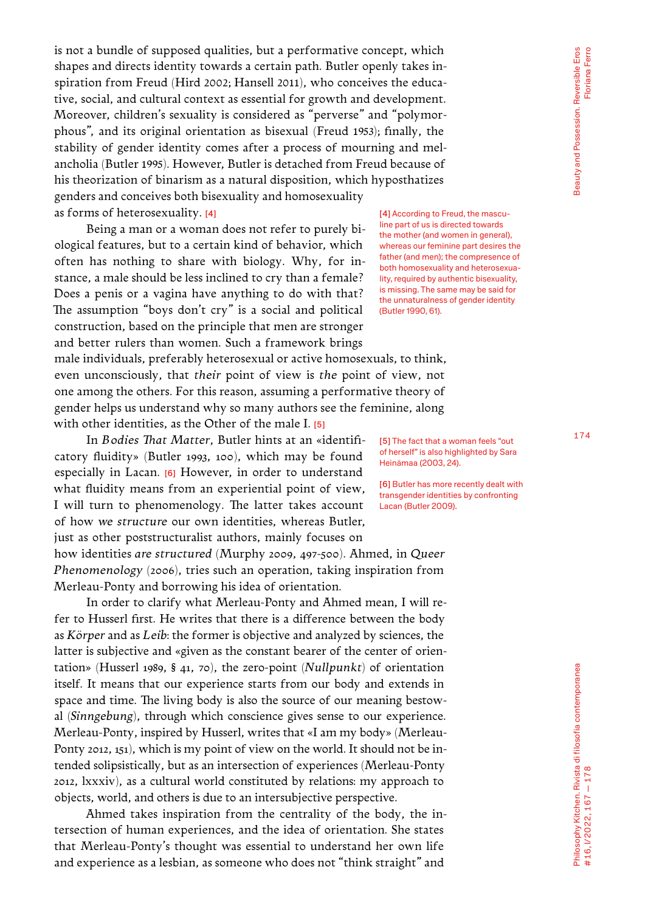is not a bundle of supposed qualities, but a performative concept, which shapes and directs identity towards a certain path. Butler openly takes inspiration from Freud (Hird 2002; Hansell 2011), who conceives the educative, social, and cultural context as essential for growth and development. Moreover, children's sexuality is considered as "perverse" and "polymorphous", and its original orientation as bisexual (Freud 1953); finally, the stability of gender identity comes after a process of mourning and melancholia (Butler 1995). However, Butler is detached from Freud because of his theorization of binarism as a natural disposition, which hypothesizes genders and conceives both bisexuality and homosexuality as forms of heterosexuality. [4]

Being a man or a woman does not refer to purely biological features, but to a certain kind of behavior, which often has nothing to share with biology. Why, for instance, a male should be less inclined to cry than a female? Does a penis or a vagina have anything to do with that? The assumption "boys don't cry" is a social and political construction, based on the principle that men are stronger and better rulers than women. Such a framework brings male individuals, preferably heterosexual or active homosexuals, to think, even unconsciously, that *their* point of view is *the* point of view, not one among the others. For this reason, assuming a performative theory of gender helps us understand why so many authors see the feminine, along with other identities, as the Other of the male I. [5]

In *Bodies That Matter*, Butler hints at an «identificatory fluidity» (Butler 1993, 100), which may be found especially in Lacan. [6] However, in order to understand what fluidity means from an experiential point of view, I will turn to phenomenology. The latter takes account of how *we structure* our own identities, whereas Butler, just as other poststructuralist authors, mainly focuses on how identities *are structured* (Murphy 2009, 497-500). Ahmed, in *Queer Phenomenology* (2006), tries such an operation, taking inspiration from Merleau-Ponty and borrowing his idea of orientation.

In order to clarify what Merleau-Ponty and Ahmed mean, I will refer to Husserl first. He writes that there is a difference between the body as *Körper* and as *Leib*: the former is objective and analyzed by sciences, the latter is subjective and «given as the constant bearer of the center of orientation» (Husserl 1989, § 41, 70), the zero-point (*Nullpunkt*) of orientation itself. It means that our experience starts from our body and extends in space and time. The living body is also the source of our meaning bestowal (*Sinngebung*), through which conscience gives sense to our experience. Merleau-Ponty, inspired by Husserl, writes that «I am my body» (Merleau-Ponty 2012, 151), which is my point of view on the world. It should not be intended solipsistically, but as an intersection of experiences (Merleau-Ponty 2012, lxxxiv), as a cultural world constituted by relations: my approach to objects, world, and others is due to an intersubjective perspective.

Ahmed takes inspiration from the centrality of the body, the intersection of human experiences, and the idea of orientation. She states that Merleau-Ponty's thought was essential to understand her own life and experience as a lesbian, as someone who does not "think straight" and

[4] According to Freud, the masculine part of us is directed towards the mother (and women in general), whereas our feminine part desires the father (and men); the compresence of both homosexuality and heterosexuality, required by authentic bisexuality, is missing. The same may be said for the unnaturalness of gender identity (Butler 1990, 61).

[5] The fact that a woman feels "out of herself" is also highlighted by Sara Heinämaa (2003, 24).

[6] Butler has more recently dealt with transgender identities by confronting Lacan (Butler 2009).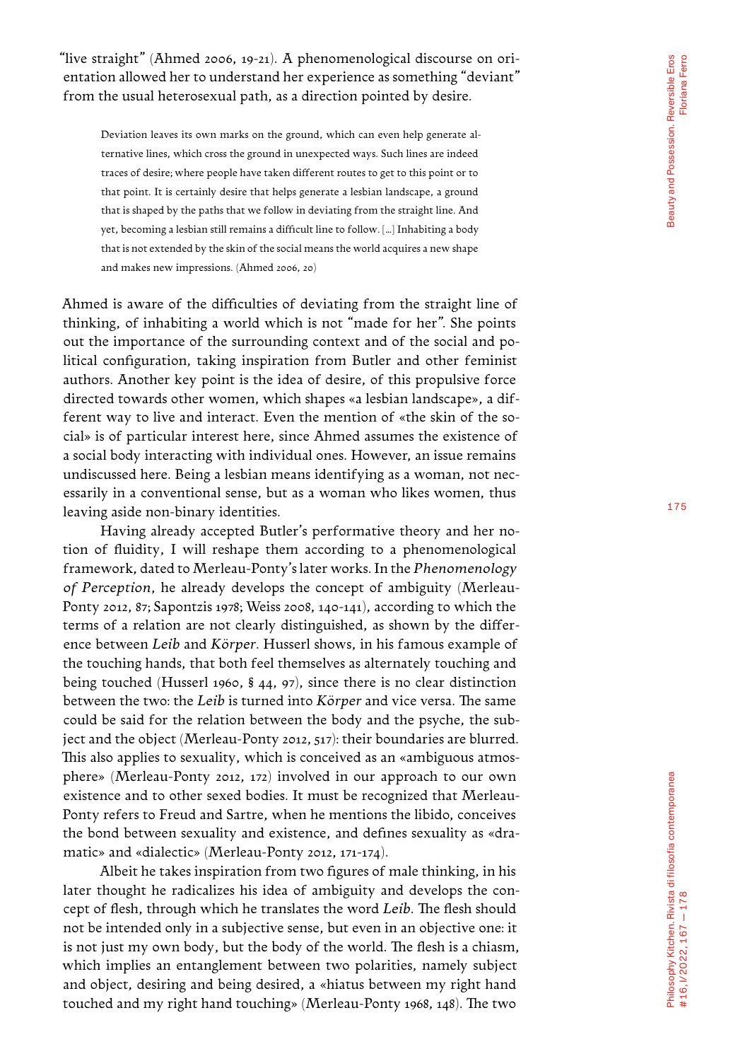"live straight" (Ahmed 2006, 19-21). A phenomenological discourse on orientation allowed her to understand her experience as something "deviant" from the usual heterosexual path, as a direction pointed by desire.

> Deviation leaves its own marks on the ground, which can even help generate alternative lines, which cross the ground in unexpected ways. Such lines are indeed traces of desire; where people have taken different routes to get to this point or to that point. It is certainly desire that helps generate a lesbian landscape, a ground that is shaped by the paths that we follow in deviating from the straight line. And yet, becoming a lesbian still remains a difficult line to follow. [...] Inhabiting a body that is not extended by the skin of the social means the world acquires a new shape and makes new impressions. (Ahmed 2006, 20)

Ahmed is aware of the difficulties of deviating from the straight line of thinking, of inhabiting a world which is not "made for her". She points out the importance of the surrounding context and of the social and political configuration, taking inspiration from Butler and other feminist authors. Another key point is the idea of desire, of this propulsive force directed towards other women, which shapes «a lesbian landscape», a different way to live and interact. Even the mention of «the skin of the social» is of particular interest here, since Ahmed assumes the existence of a social body interacting with individual ones. However, an issue remains undiscussed here. Being a lesbian means identifying as a woman, not necessarily in a conventional sense, but as a woman who likes women, thus leaving aside non-binary identities.

Having already accepted Butler's performative theory and her notion of fluidity, I will reshape them according to a phenomenological framework, dated to Merleau-Ponty's later works. In the *Phenomenology of Perception*, he already develops the concept of ambiguity (Merleau-Ponty 2012, 87; Sapontzis 1978; Weiss 2008, 140-141), according to which the terms of a relation are not clearly distinguished, as shown by the difference between *Leib* and *Körper*. Husserl shows, in his famous example of the touching hands, that both feel themselves as alternately touching and being touched (Husserl 1960, § 44, 97), since there is no clear distinction between the two: the *Leib* is turned into *Körper* and vice versa. The same could be said for the relation between the body and the psyche, the subject and the object (Merleau-Ponty 2012, 517): their boundaries are blurred. This also applies to sexuality, which is conceived as an «ambiguous atmosphere» (Merleau-Ponty 2012, 172) involved in our approach to our own existence and to other sexed bodies. It must be recognized that Merleau-Ponty refers to Freud and Sartre, when he mentions the libido, conceives the bond between sexuality and existence, and defines sexuality as «dramatic» and «dialectic» (Merleau-Ponty 2012, 171-174).

Albeit he takes inspiration from two figures of male thinking, in his later thought he radicalizes his idea of ambiguity and develops the concept of flesh, through which he translates the word *Leib*. The flesh should not be intended only in a subjective sense, but even in an objective one: it is not just my own body, but the body of the world. The flesh is a chiasm, which implies an entanglement between two polarities, namely subject and object, desiring and being desired, a «hiatus between my right hand touched and my right hand touching» (Merleau-Ponty 1968, 148). The two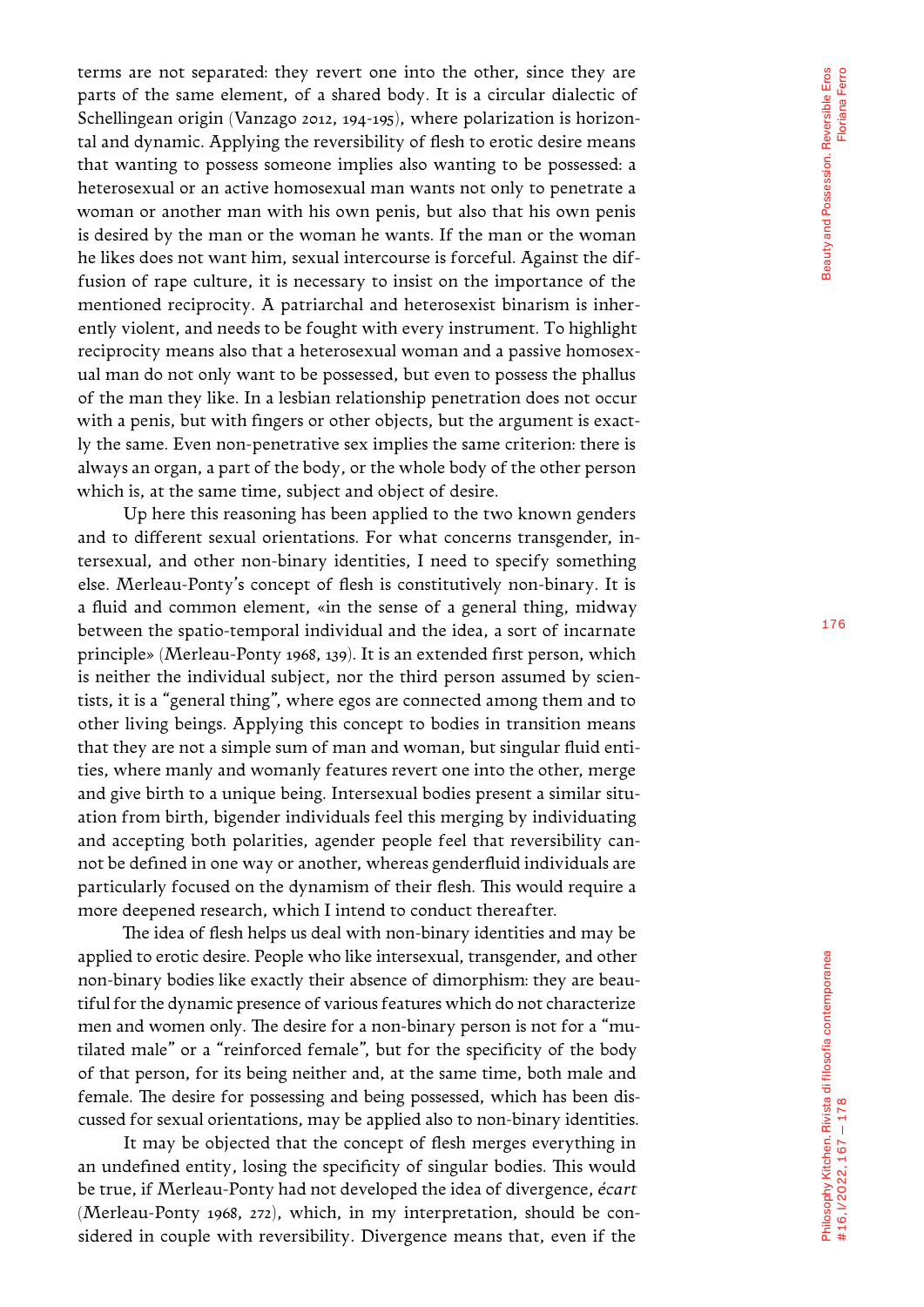terms are not separated: they revert one into the other, since they are parts of the same element, of a shared body. It is a circular dialectic of Schellingean origin (Vanzago 2012, 194-195), where polarization is horizontal and dynamic. Applying the reversibility of flesh to erotic desire means that wanting to possess someone implies also wanting to be possessed: a heterosexual or an active homosexual man wants not only to penetrate a woman or another man with his own penis, but also that his own penis is desired by the man or the woman he wants. If the man or the woman he likes does not want him, sexual intercourse is forceful. Against the diffusion of rape culture, it is necessary to insist on the importance of the mentioned reciprocity. A patriarchal and heterosexist binarism is inherently violent, and needs to be fought with every instrument. To highlight reciprocity means also that a heterosexual woman and a passive homosexual man do not only want to be possessed, but even to possess the phallus of the man they like. In a lesbian relationship penetration does not occur with a penis, but with fingers or other objects, but the argument is exactly the same. Even non-penetrative sex implies the same criterion: there is always an organ, a part of the body, or the whole body of the other person which is, at the same time, subject and object of desire.

Up here this reasoning has been applied to the two known genders and to different sexual orientations. For what concerns transgender, intersexual, and other non-binary identities, I need to specify something else. Merleau-Ponty's concept of flesh is constitutively non-binary. It is a fluid and common element, «in the sense of a general thing, midway between the spatio-temporal individual and the idea, a sort of incarnate principle» (Merleau-Ponty 1968, 139). It is an extended first person, which is neither the individual subject, nor the third person assumed by scientists, it is a "general thing", where egos are connected among them and to other living beings. Applying this concept to bodies in transition means that they are not a simple sum of man and woman, but singular fluid entities, where manly and womanly features revert one into the other, merge and give birth to a unique being. Intersexual bodies present a similar situation from birth, bigender individuals feel this merging by individuating and accepting both polarities, agender people feel that reversibility cannot be defined in one way or another, whereas genderfluid individuals are particularly focused on the dynamism of their flesh. This would require a more deepened research, which I intend to conduct thereafter.

The idea of flesh helps us deal with non-binary identities and may be applied to erotic desire. People who like intersexual, transgender, and other non-binary bodies like exactly their absence of dimorphism: they are beautiful for the dynamic presence of various features which do not characterize men and women only. The desire for a non-binary person is not for a "mutilated male" or a "reinforced female", but for the specificity of the body of that person, for its being neither and, at the same time, both male and female. The desire for possessing and being possessed, which has been discussed for sexual orientations, may be applied also to non-binary identities.

It may be objected that the concept of flesh merges everything in an undefined entity, losing the specificity of singular bodies. This would be true, if Merleau-Ponty had not developed the idea of divergence, *écart* (Merleau-Ponty 1968, 272), which, in my interpretation, should be considered in couple with reversibility. Divergence means that, even if the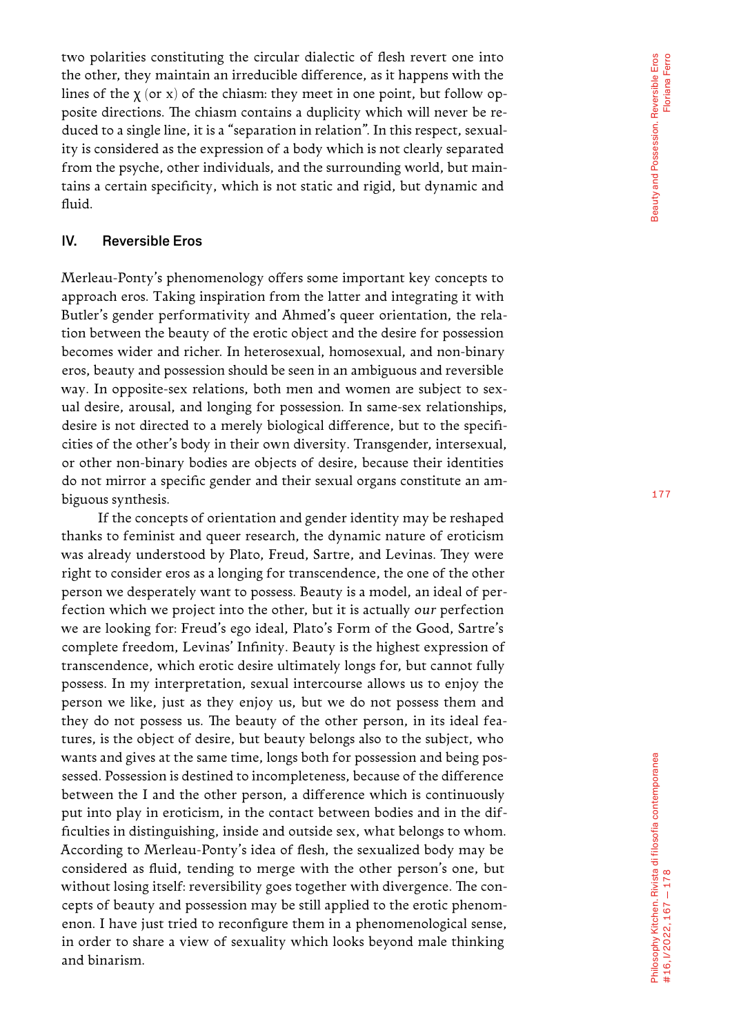two polarities constituting the circular dialectic of flesh revert one into the other, they maintain an irreducible difference, as it happens with the lines of the χ (or x) of the chiasm: they meet in one point, but follow opposite directions. The chiasm contains a duplicity which will never be reduced to a single line, it is a "separation in relation". In this respect, sexuality is considered as the expression of a body which is not clearly separated from the psyche, other individuals, and the surrounding world, but maintains a certain specificity, which is not static and rigid, but dynamic and fluid.

## IV. Reversible Eros

Merleau-Ponty's phenomenology offers some important key concepts to approach eros. Taking inspiration from the latter and integrating it with Butler's gender performativity and Ahmed's queer orientation, the relation between the beauty of the erotic object and the desire for possession becomes wider and richer. In heterosexual, homosexual, and non-binary eros, beauty and possession should be seen in an ambiguous and reversible way. In opposite-sex relations, both men and women are subject to sexual desire, arousal, and longing for possession. In same-sex relationships, desire is not directed to a merely biological difference, but to the specificities of the other's body in their own diversity. Transgender, intersexual, or other non-binary bodies are objects of desire, because their identities do not mirror a specific gender and their sexual organs constitute an ambiguous synthesis.

If the concepts of orientation and gender identity may be reshaped thanks to feminist and queer research, the dynamic nature of eroticism was already understood by Plato, Freud, Sartre, and Levinas. They were right to consider eros as a longing for transcendence, the one of the other person we desperately want to possess. Beauty is a model, an ideal of perfection which we project into the other, but it is actually *our* perfection we are looking for: Freud's ego ideal, Plato's Form of the Good, Sartre's complete freedom, Levinas' Infinity. Beauty is the highest expression of transcendence, which erotic desire ultimately longs for, but cannot fully possess. In my interpretation, sexual intercourse allows us to enjoy the person we like, just as they enjoy us, but we do not possess them and they do not possess us. The beauty of the other person, in its ideal features, is the object of desire, but beauty belongs also to the subject, who wants and gives at the same time, longs both for possession and being possessed. Possession is destined to incompleteness, because of the difference between the I and the other person, a difference which is continuously put into play in eroticism, in the contact between bodies and in the difficulties in distinguishing, inside and outside sex, what belongs to whom. According to Merleau-Ponty's idea of flesh, the sexualized body may be considered as fluid, tending to merge with the other person's one, but without losing itself: reversibility goes together with divergence. The concepts of beauty and possession may be still applied to the erotic phenomenon. I have just tried to reconfigure them in a phenomenological sense, in order to share a view of sexuality which looks beyond male thinking and binarism.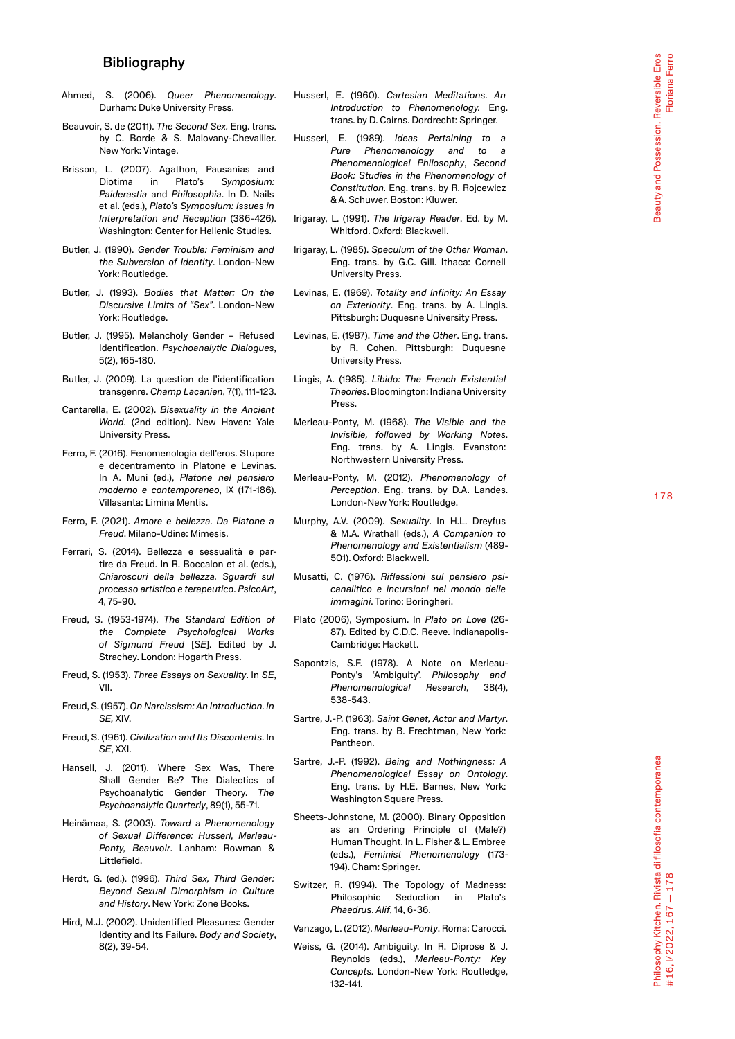## Bibliography

Ahmed, S. (2006). *Queer Phenomenology*. Durham: Duke University Press.

Beauvoir, S. de (2011). *The Second Sex*. Eng. trans. by C. Borde & S. Malovany-Chevallier. New York: Vintage.

Brisson, L. (2007). Agathon, Pausanias and Diotima in Plato's *Symposium: Paiderastia* and *Philosophia*. In D. Nails et al. (eds.), *Plato's Symposium: Issues in Interpretation and Reception* (386-426). Washington: Center for Hellenic Studies.

Butler, J. (1990). *Gender Trouble: Feminism and the Subversion of Identity*. London-New York: Routledge.

Butler, J. (1993). *Bodies that Matter: On the Discursive Limits of "Sex"*. London-New York: Routledge.

Butler, J. (1995). Melancholy Gender – Refused Identification. *Psychoanalytic Dialogues*, 5(2), 165-180.

Butler, J. (2009). La question de l'identification transgenre. *Champ Lacanien*, 7(1), 111-123.

Cantarella, E. (2002). *Bisexuality in the Ancient World*. (2nd edition). New Haven: Yale University Press.

Ferro, F. (2016). Fenomenologia dell'eros. Stupore e decentramento in Platone e Levinas. In A. Muni (ed.), *Platone nel pensiero moderno e contemporaneo*, IX (171-186). Villasanta: Limina Mentis.

Ferro, F. (2021). *Amore e bellezza. Da Platone a Freud*. Milano-Udine: Mimesis.

Ferrari, S. (2014). Bellezza e sessualità e partire da Freud. In R. Boccalon et al. (eds.), *Chiaroscuri della bellezza. Sguardi sul processo artistico e terapeutico*. *PsicoArt*, 4, 75-90.

Freud, S. (1953-1974). *The Standard Edition of the Complete Psychological Works of Sigmund Freud* [*SE*]. Edited by J. Strachey. London: Hogarth Press.

Freud, S. (1953). *Three Essays on Sexuality*. In *SE*, VII.

Freud, S. (1957). *On Narcissism: An Introduction*. In *SE*, XIV.

Freud, S. (1961). *Civilization and Its Discontents*. In *SE*, XXI.

Hansell, J. (2011). Where Sex Was, There Shall Gender Be? The Dialectics of Psychoanalytic Gender Theory. *The Psychoanalytic Quarterly*, 89(1), 55-71.

Heinämaa, S. (2003). *Toward a Phenomenology of Sexual Difference: Husserl, Merleau-Ponty, Beauvoir*. Lanham: Rowman & Littlefield.

Herdt, G. (ed.). (1996). *Third Sex, Third Gender: Beyond Sexual Dimorphism in Culture and History*. New York: Zone Books.

Hird, M.J. (2002). Unidentified Pleasures: Gender Identity and Its Failure. *Body and Society*, 8(2), 39-54.

Husserl, E. (1960). *Cartesian Meditations. An Introduction to Phenomenology*. Eng. trans. by D. Cairns. Dordrecht: Springer.

Husserl, E. (1989). *Ideas Pertaining to a Pure Phenomenology and to a Phenomenological Philosophy*, *Second Book: Studies in the Phenomenology of Constitution*. Eng. trans. by R. Rojcewicz & A. Schuwer. Boston: Kluwer.

Irigaray, L. (1991). *The Irigaray Reader*. Ed. by M. Whitford. Oxford: Blackwell.

Irigaray, L. (1985). *Speculum of the Other Woman*. Eng. trans. by G.C. Gill. Ithaca: Cornell University Press.

Levinas, E. (1969). *Totality and Infinity: An Essay on Exteriority*. Eng. trans. by A. Lingis. Pittsburgh: Duquesne University Press.

Levinas, E. (1987). *Time and the Other*. Eng. trans. by R. Cohen. Pittsburgh: Duquesne University Press.

Lingis, A. (1985). *Libido: The French Existential Theories*. Bloomington: Indiana University Press.

Merleau-Ponty, M. (1968). *The Visible and the Invisible, followed by Working Notes*. Eng. trans. by A. Lingis. Evanston: Northwestern University Press.

Merleau-Ponty, M. (2012). *Phenomenology of Perception*. Eng. trans. by D.A. Landes. London-New York: Routledge.

Murphy, A.V. (2009). *Sexuality*. In H.L. Dreyfus & M.A. Wrathall (eds.), *A Companion to Phenomenology and Existentialism* (489-501). Oxford: Blackwell.

Musatti, C. (1976). *Riflessioni sul pensiero psicanalitico e incursioni nel mondo delle immagini*. Torino: Boringheri.

Plato (2006), Symposium. In *Plato on Love* (26-87). Edited by C.D.C. Reeve. Indianapolis-Cambridge: Hackett.

Sapontzis, S.F. (1978). A Note on Merleau-Ponty's 'Ambiguity'. *Philosophy and Phenomenological Research*, 38(4), 538-543.

Sartre, J.-P. (1963). *Saint Genet, Actor and Martyr*. Eng. trans. by B. Frechtman, New York: Pantheon.

Sartre, J.-P. (1992). *Being and Nothingness: A Phenomenological Essay on Ontology*. Eng. trans. by H.E. Barnes, New York: Washington Square Press.

Sheets-Johnstone, M. (2000). Binary Opposition as an Ordering Principle of (Male?) Human Thought. In L. Fisher & L. Embree (eds.), *Feminist Phenomenology* (173-194). Cham: Springer.

Switzer, R. (1994). The Topology of Madness: Philosophic Seduction in Plato's *Phaedrus*. *Alif*, 14, 6-36.

Vanzago, L. (2012). *Merleau-Ponty*. Roma: Carocci.

Weiss, G. (2014). Ambiguity. In R. Diprose & J. Reynolds (eds.), *Merleau-Ponty: Key Concepts*. London-New York: Routledge, 132-141.